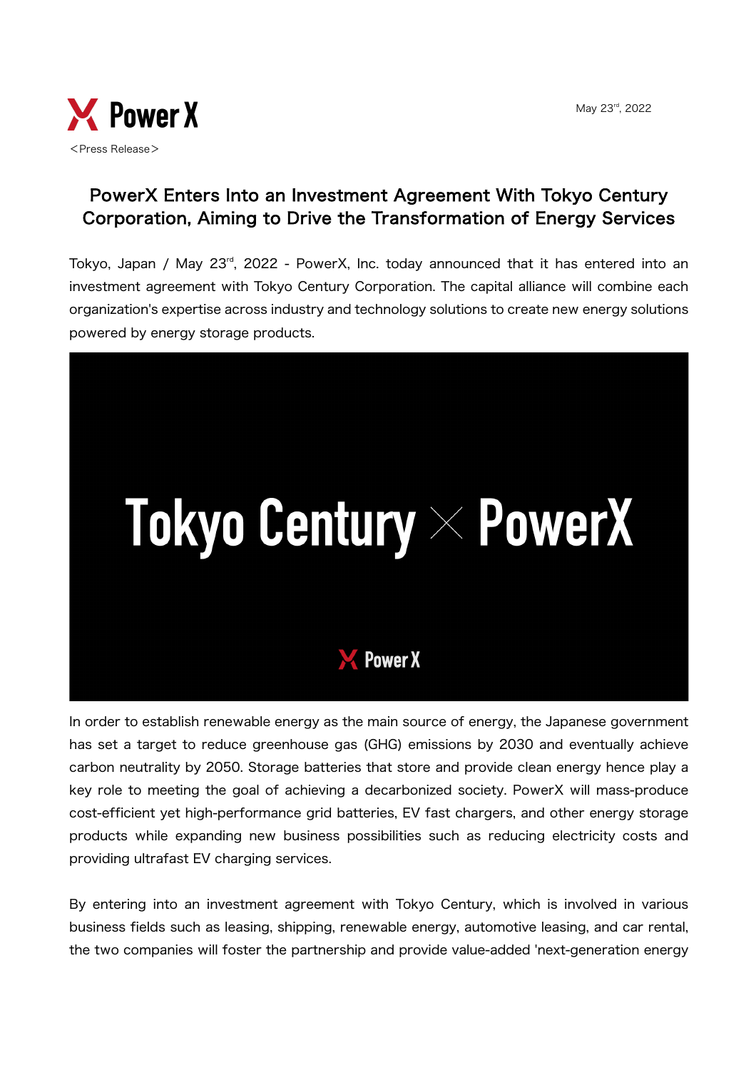May 23rd, 2022

<Press Release>

# PowerX Enters Into an Investment Agreement With Tokyo Century Corporation, Aiming to Drive the Transformation of Energy Services

Tokyo, Japan / May 23rd, 2022 - PowerX, Inc. today announced that it has entered into an investment agreement with Tokyo Century Corporation. The capital alliance will combine each organization's expertise across industry and technology solutions to create new energy solutions powered by energy storage products.

In order to establish renewable energy as the main source of energy, the Japanese government has set a target to reduce greenhouse gas (GHG) emissions by 2030 and eventually achieve carbon neutrality by 2050. Storage batteries that store and provide clean energy hence play a key role to meeting the goal of achieving a decarbonized society. PowerX will mass-produce cost-efficient yet high-performance grid batteries, EV fast chargers, and other energy storage products while expanding new business possibilities such as reducing electricity costs and providing ultrafast EV charging services.

By entering into an investment agreement with Tokyo Century, which is involved in various business fields such as leasing, shipping, renewable energy, automotive leasing, and car rental, the two companies will foster the partnership and provide value-added 'next-generation energy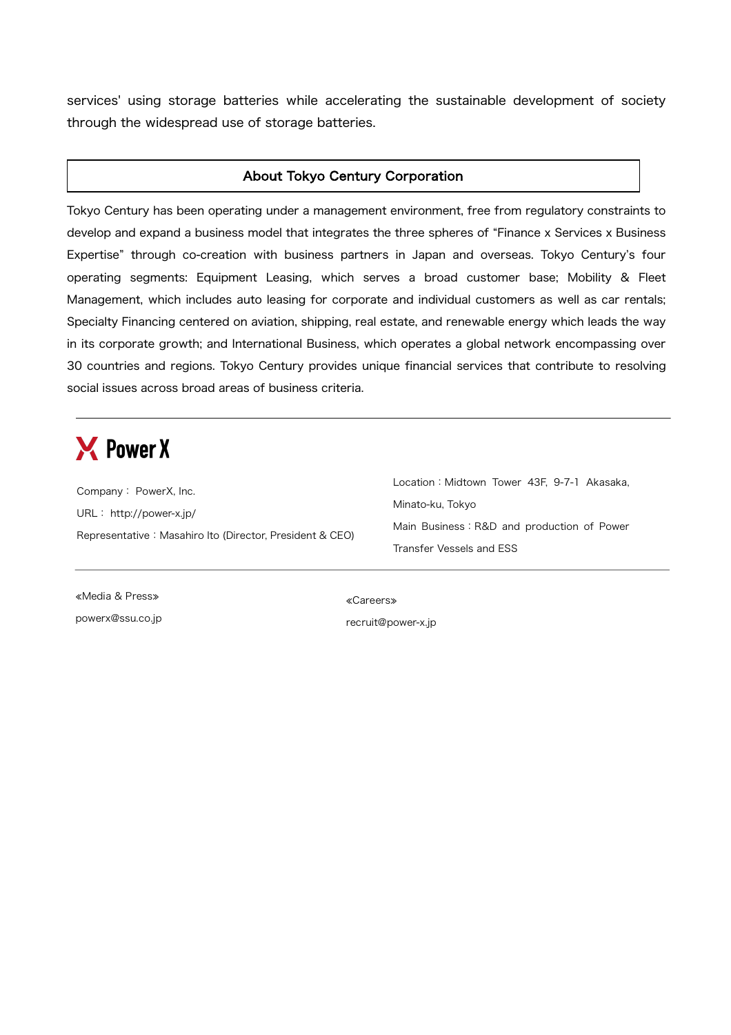services' using storage batteries while accelerating the sustainable development of society through the widespread use of storage batteries.

## About Tokyo Century Corporation

Tokyo Century has been operating under a management environment, free from regulatory constraints to develop and expand a business model that integrates the three spheres of “Finance x Services x Business Expertise” through co-creation with business partners in Japan and overseas. Tokyo Century’s four operating segments: Equipment Leasing, which serves a broad customer base; Mobility & Fleet Management, which includes auto leasing for corporate and individual customers as well as car rentals; Specialty Financing centered on aviation, shipping, real estate, and renewable energy which leads the way in its corporate growth; and International Business, which operates a global network encompassing over 30 countries and regions. Tokyo Century provides unique financial services that contribute to resolving social issues across broad areas of business criteria.

---

**Power X**

Company： PowerX, Inc.

URL： http://power-x.jp/

Representative：Masahiro Ito (Director, President & CEO)

Location：Midtown Tower 43F, 9-7-1 Akasaka, Minato-ku, Tokyo

Main Business：R&D and production of Power Transfer Vessels and ESS

---

«Media & Press»

powerx@ssu.co.jp

«Careers»

recruit@power-x.jp